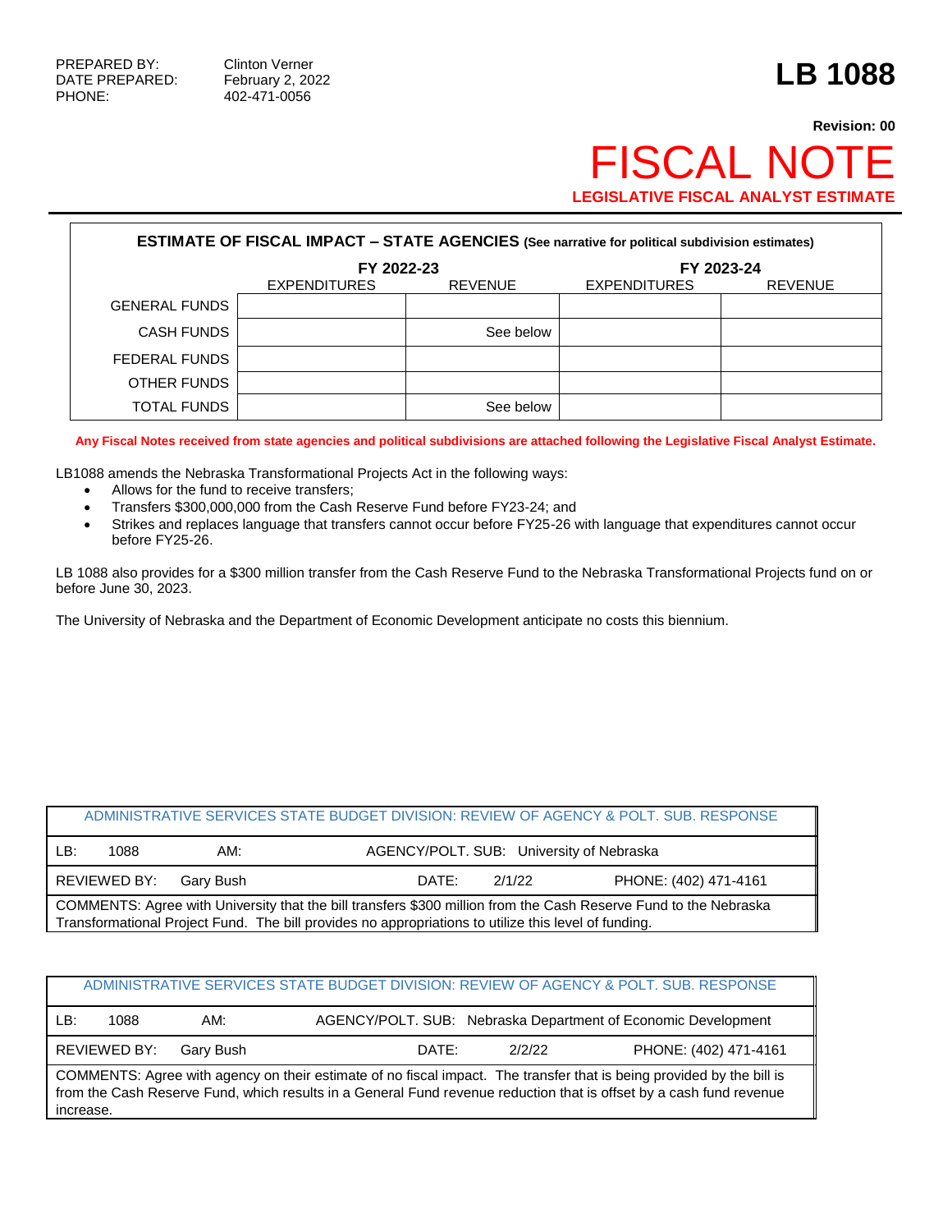PREPARED BY: Clinton Verner
DATE PREPARED: February 2, 2022
PHONE: 402-471-0056

# LB 1088

**Revision: 00**

# FISCAL NOTE

**LEGISLATIVE FISCAL ANALYST ESTIMATE**

| ESTIMATE OF FISCAL IMPACT – STATE AGENCIES (See narrative for political subdivision estimates) | | | | |
|---|---|---|---|---|
| | FY 2022-23 | | FY 2023-24 | |
| | EXPENDITURES | REVENUE | EXPENDITURES | REVENUE |
| GENERAL FUNDS | | | | |
| CASH FUNDS | | See below | | |
| FEDERAL FUNDS | | | | |
| OTHER FUNDS | | | | |
| TOTAL FUNDS | | See below | | |

**Any Fiscal Notes received from state agencies and political subdivisions are attached following the Legislative Fiscal Analyst Estimate.**

LB1088 amends the Nebraska Transformational Projects Act in the following ways:

- Allows for the fund to receive transfers;
- Transfers $300,000,000 from the Cash Reserve Fund before FY23-24; and
- Strikes and replaces language that transfers cannot occur before FY25-26 with language that expenditures cannot occur before FY25-26.

LB 1088 also provides for a $300 million transfer from the Cash Reserve Fund to the Nebraska Transformational Projects fund on or before June 30, 2023.

The University of Nebraska and the Department of Economic Development anticipate no costs this biennium.

| ADMINISTRATIVE SERVICES STATE BUDGET DIVISION: REVIEW OF AGENCY & POLT. SUB. RESPONSE | | | |
|---|---|---|---|
| LB: 1088 | AM: | AGENCY/POLT. SUB: University of Nebraska | |
| REVIEWED BY: Gary Bush | | DATE: 2/1/22 | PHONE: (402) 471-4161 |
| COMMENTS: Agree with University that the bill transfers $300 million from the Cash Reserve Fund to the Nebraska Transformational Project Fund. The bill provides no appropriations to utilize this level of funding. | | | |

| ADMINISTRATIVE SERVICES STATE BUDGET DIVISION: REVIEW OF AGENCY & POLT. SUB. RESPONSE | | | |
|---|---|---|---|
| LB: 1088 | AM: | AGENCY/POLT. SUB: Nebraska Department of Economic Development | |
| REVIEWED BY: Gary Bush | | DATE: 2/2/22 | PHONE: (402) 471-4161 |
| COMMENTS: Agree with agency on their estimate of no fiscal impact. The transfer that is being provided by the bill is from the Cash Reserve Fund, which results in a General Fund revenue reduction that is offset by a cash fund revenue increase. | | | |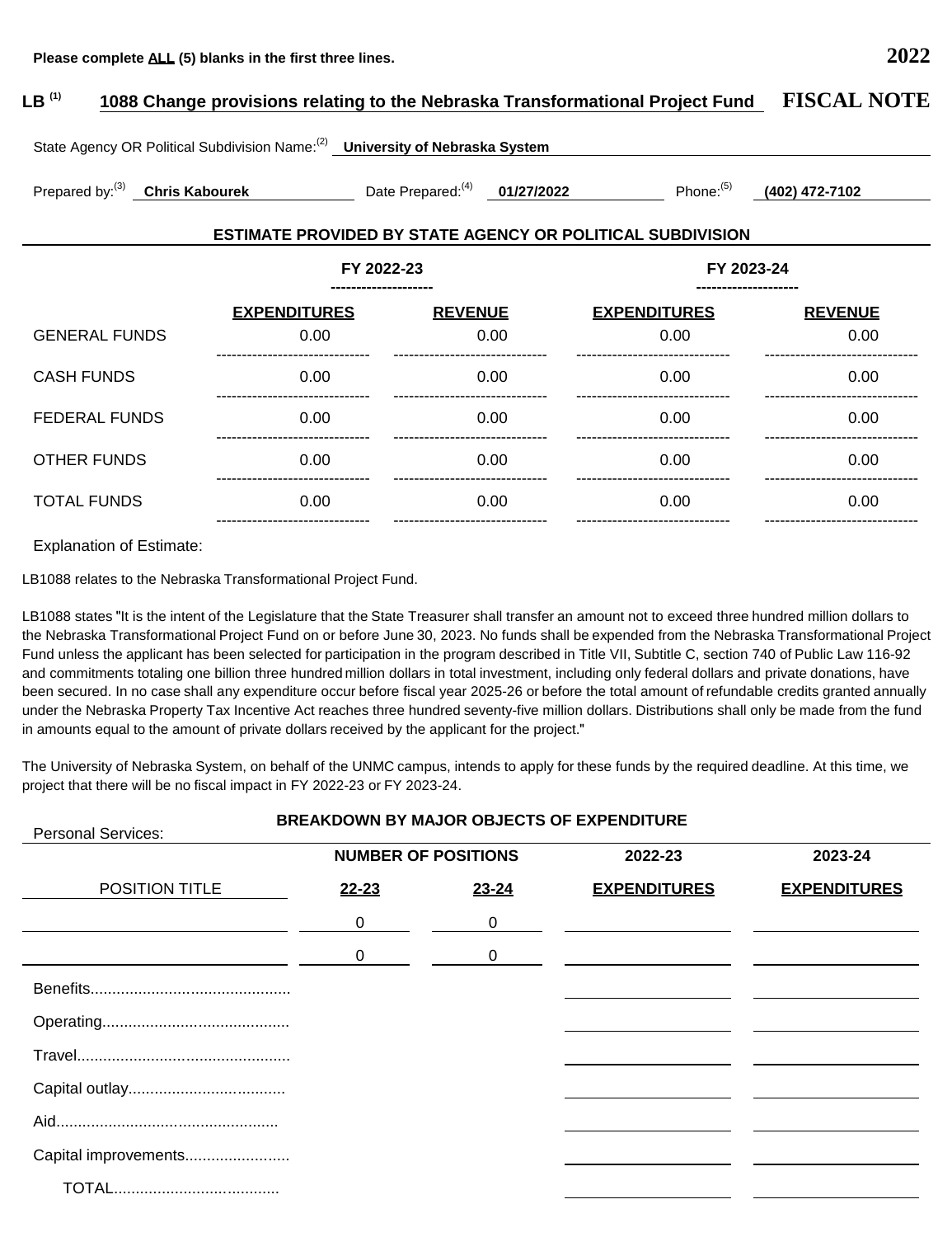Please complete **ALL** (5) blanks in the first three lines. **2022**

**LB [1]** **1088 Change provisions relating to the Nebraska Transformational Project Fund** **FISCAL NOTE**

State Agency OR Political Subdivision Name:[2] **University of Nebraska System**

Prepared by:[3] **Chris Kabourek** Date Prepared:[4] **01/27/2022** Phone:[5] **(402) 472-7102**

## ESTIMATE PROVIDED BY STATE AGENCY OR POLITICAL SUBDIVISION

| | FY 2022-23 | | FY 2023-24 | |
|---|---|---|---|---|
| | **EXPENDITURES** | **REVENUE** | **EXPENDITURES** | **REVENUE** |
| GENERAL FUNDS | 0.00 | 0.00 | 0.00 | 0.00 |
| CASH FUNDS | 0.00 | 0.00 | 0.00 | 0.00 |
| FEDERAL FUNDS | 0.00 | 0.00 | 0.00 | 0.00 |
| OTHER FUNDS | 0.00 | 0.00 | 0.00 | 0.00 |
| TOTAL FUNDS | 0.00 | 0.00 | 0.00 | 0.00 |

Explanation of Estimate:

LB1088 relates to the Nebraska Transformational Project Fund.

LB1088 states "It is the intent of the Legislature that the State Treasurer shall transfer an amount not to exceed three hundred million dollars to the Nebraska Transformational Project Fund on or before June 30, 2023. No funds shall be expended from the Nebraska Transformational Project Fund unless the applicant has been selected for participation in the program described in Title VII, Subtitle C, section 740 of Public Law 116-92 and commitments totaling one billion three hundred million dollars in total investment, including only federal dollars and private donations, have been secured. In no case shall any expenditure occur before fiscal year 2025-26 or before the total amount of refundable credits granted annually under the Nebraska Property Tax Incentive Act reaches three hundred seventy-five million dollars. Distributions shall only be made from the fund in amounts equal to the amount of private dollars received by the applicant for the project."

The University of Nebraska System, on behalf of the UNMC campus, intends to apply for these funds by the required deadline. At this time, we project that there will be no fiscal impact in FY 2022-23 or FY 2023-24.

## BREAKDOWN BY MAJOR OBJECTS OF EXPENDITURE

Personal Services:

| | NUMBER OF POSITIONS | | 2022-23 | 2023-24 |
|---|---|---|---|---|
| POSITION TITLE | **22-23** | **23-24** | **EXPENDITURES** | **EXPENDITURES** |
| | 0 | 0 | | |
| | 0 | 0 | | |
| Benefits | | | | |
| Operating | | | | |
| Travel | | | | |
| Capital outlay | | | | |
| Aid | | | | |
| Capital improvements | | | | |
| TOTAL | | | | |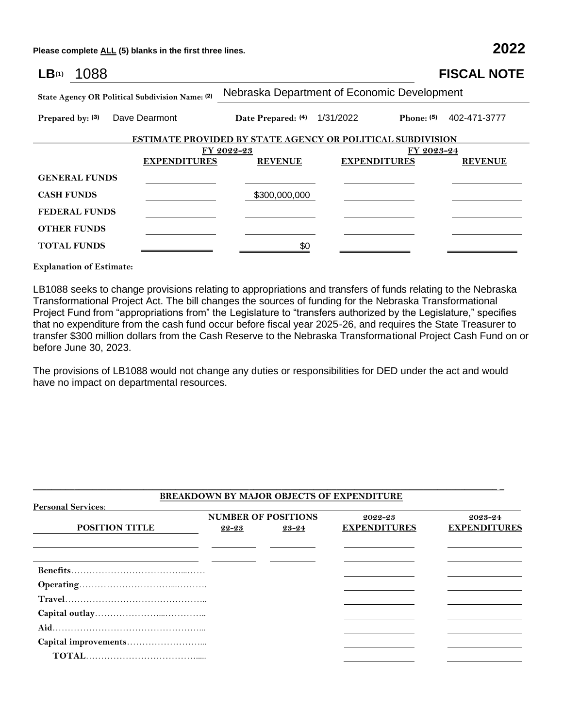Please complete ALL (5) blanks in the first three lines.

**2022**

**LB(1)** 1088

**FISCAL NOTE**

**State Agency OR Political Subdivision Name: (2)** Nebraska Department of Economic Development

**Prepared by: (3)** Dave Dearmont **Date Prepared: (4)** 1/31/2022 **Phone: (5)** 402-471-3777

**ESTIMATE PROVIDED BY STATE AGENCY OR POLITICAL SUBDIVISION**

| | FY 2022-23 | | FY 2023-24 | |
|---|---|---|---|---|
| | **EXPENDITURES** | **REVENUE** | **EXPENDITURES** | **REVENUE** |
| **GENERAL FUNDS** | | | | |
| **CASH FUNDS** | | $300,000,000 | | |
| **FEDERAL FUNDS** | | | | |
| **OTHER FUNDS** | | | | |
| **TOTAL FUNDS** | | $0 | | |

**Explanation of Estimate:**

LB1088 seeks to change provisions relating to appropriations and transfers of funds relating to the Nebraska Transformational Project Act. The bill changes the sources of funding for the Nebraska Transformational Project Fund from "appropriations from" the Legislature to "transfers authorized by the Legislature," specifies that no expenditure from the cash fund occur before fiscal year 2025-26, and requires the State Treasurer to transfer $300 million dollars from the Cash Reserve to the Nebraska Transformational Project Cash Fund on or before June 30, 2023.

The provisions of LB1088 would not change any duties or responsibilities for DED under the act and would have no impact on departmental resources.

**BREAKDOWN BY MAJOR OBJECTS OF EXPENDITURE**

**Personal Services:**

| POSITION TITLE | NUMBER OF POSITIONS 22-23 | 23-24 | 2022-23 EXPENDITURES | 2023-24 EXPENDITURES |
|---|---|---|---|---|
| | | | | |
| | | | | |
| **Benefits** | | | | |
| **Operating** | | | | |
| **Travel** | | | | |
| **Capital outlay** | | | | |
| **Aid** | | | | |
| **Capital improvements** | | | | |
| **TOTAL** | | | | |